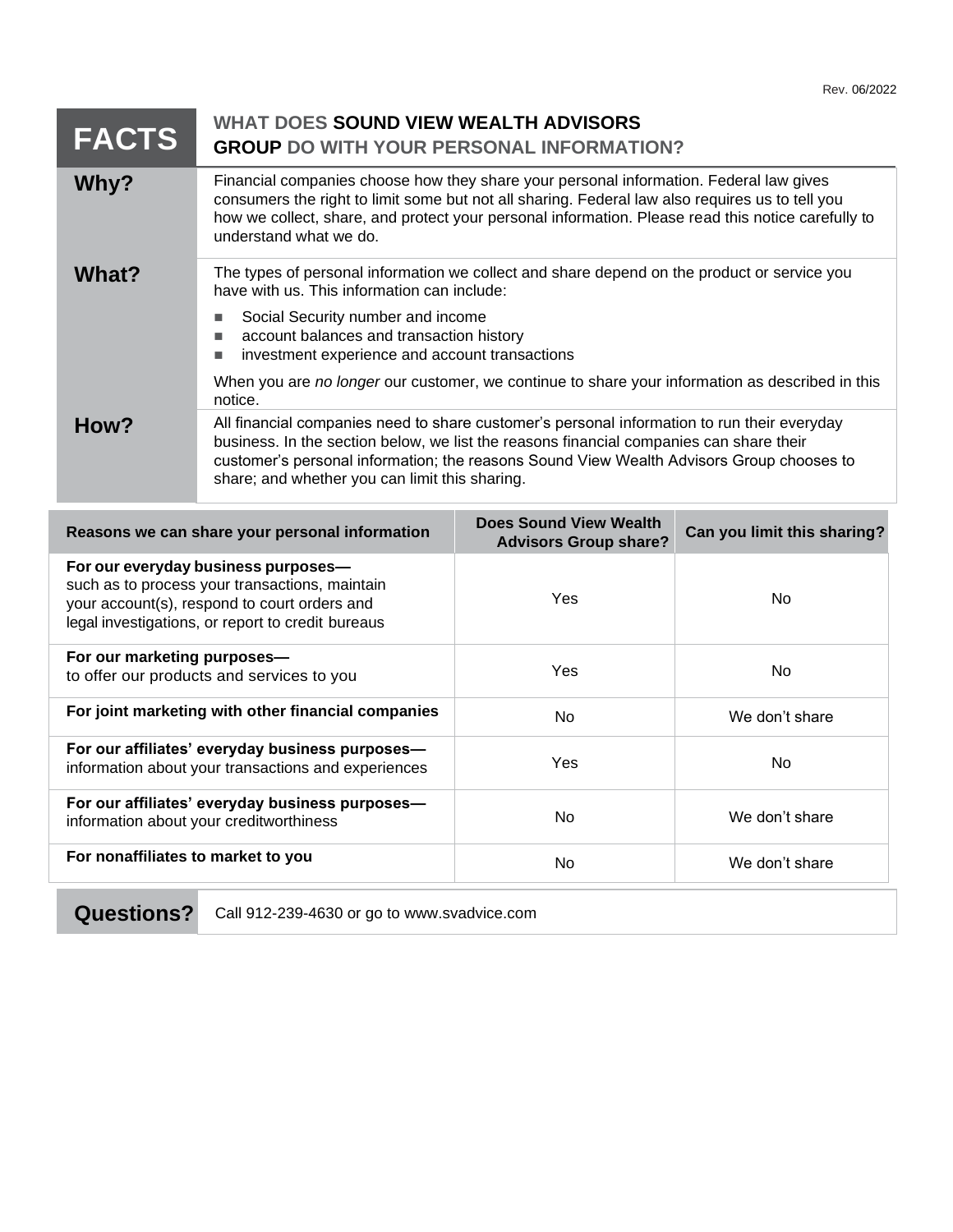Rev. 06/2022

# FACTS — WHAT DOES SOUND VIEW WEALTH ADVISORS GROUP DO WITH YOUR PERSONAL INFORMATION?

| | |
|---|---|
| **Why?** | Financial companies choose how they share your personal information. Federal law gives consumers the right to limit some but not all sharing. Federal law also requires us to tell you how we collect, share, and protect your personal information. Please read this notice carefully to understand what we do. |
| **What?** | The types of personal information we collect and share depend on the product or service you have with us. This information can include:<br>■ Social Security number and income<br>■ account balances and transaction history<br>■ investment experience and account transactions<br><br>When you are *no longer* our customer, we continue to share your information as described in this notice. |
| **How?** | All financial companies need to share customer's personal information to run their everyday business. In the section below, we list the reasons financial companies can share their customer's personal information; the reasons Sound View Wealth Advisors Group chooses to share; and whether you can limit this sharing. |

| Reasons we can share your personal information | Does Sound View Wealth Advisors Group share? | Can you limit this sharing? |
|---|---|---|
| **For our everyday business purposes—** such as to process your transactions, maintain your account(s), respond to court orders and legal investigations, or report to credit bureaus | Yes | No |
| **For our marketing purposes—** to offer our products and services to you | Yes | No |
| **For joint marketing with other financial companies** | No | We don't share |
| **For our affiliates' everyday business purposes—** information about your transactions and experiences | Yes | No |
| **For our affiliates' everyday business purposes—** information about your creditworthiness | No | We don't share |
| **For nonaffiliates to market to you** | No | We don't share |

| | |
|---|---|
| **Questions?** | Call 912-239-4630 or go to www.svadvice.com |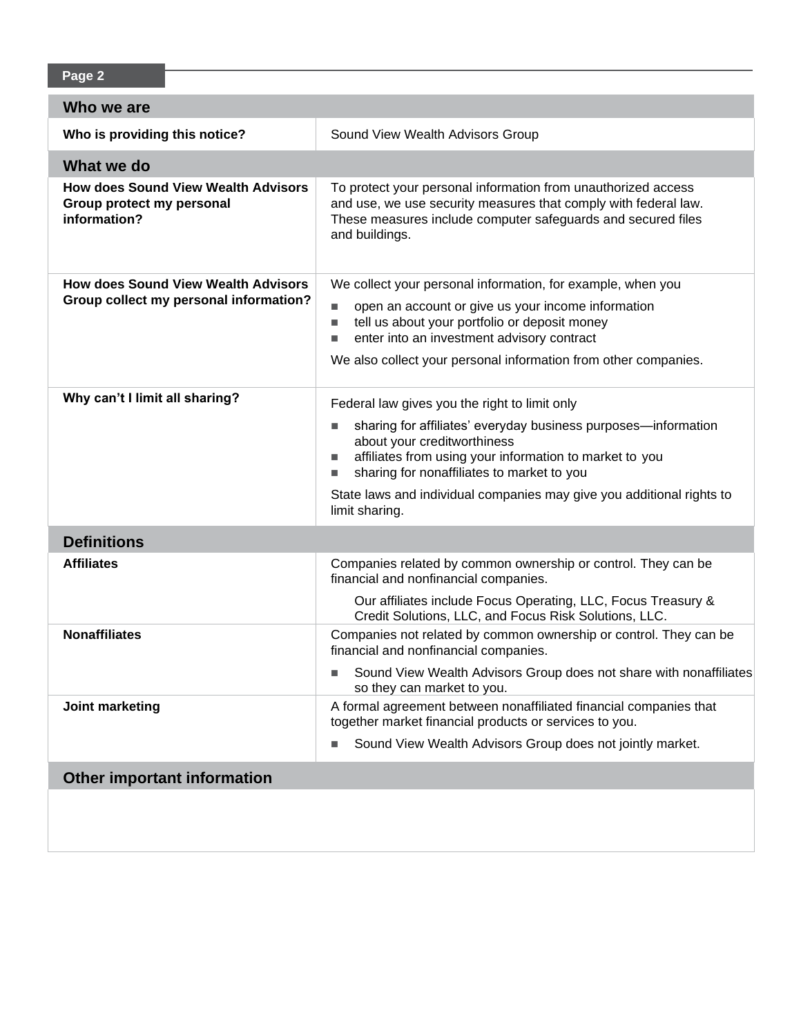## Who we are

| | |
|---|---|
| **Who is providing this notice?** | Sound View Wealth Advisors Group |

## What we do

| | |
|---|---|
| **How does Sound View Wealth Advisors Group protect my personal information?** | To protect your personal information from unauthorized access and use, we use security measures that comply with federal law. These measures include computer safeguards and secured files and buildings. |
| **How does Sound View Wealth Advisors Group collect my personal information?** | We collect your personal information, for example, when you<br>■ open an account or give us your income information<br>■ tell us about your portfolio or deposit money<br>■ enter into an investment advisory contract<br>We also collect your personal information from other companies. |
| **Why can't I limit all sharing?** | Federal law gives you the right to limit only<br>■ sharing for affiliates' everyday business purposes—information about your creditworthiness<br>■ affiliates from using your information to market to you<br>■ sharing for nonaffiliates to market to you<br>State laws and individual companies may give you additional rights to limit sharing. |

## Definitions

| | |
|---|---|
| **Affiliates** | Companies related by common ownership or control. They can be financial and nonfinancial companies.<br>Our affiliates include Focus Operating, LLC, Focus Treasury & Credit Solutions, LLC, and Focus Risk Solutions, LLC. |
| **Nonaffiliates** | Companies not related by common ownership or control. They can be financial and nonfinancial companies.<br>■ Sound View Wealth Advisors Group does not share with nonaffiliates so they can market to you. |
| **Joint marketing** | A formal agreement between nonaffiliated financial companies that together market financial products or services to you.<br>■ Sound View Wealth Advisors Group does not jointly market. |

## Other important information